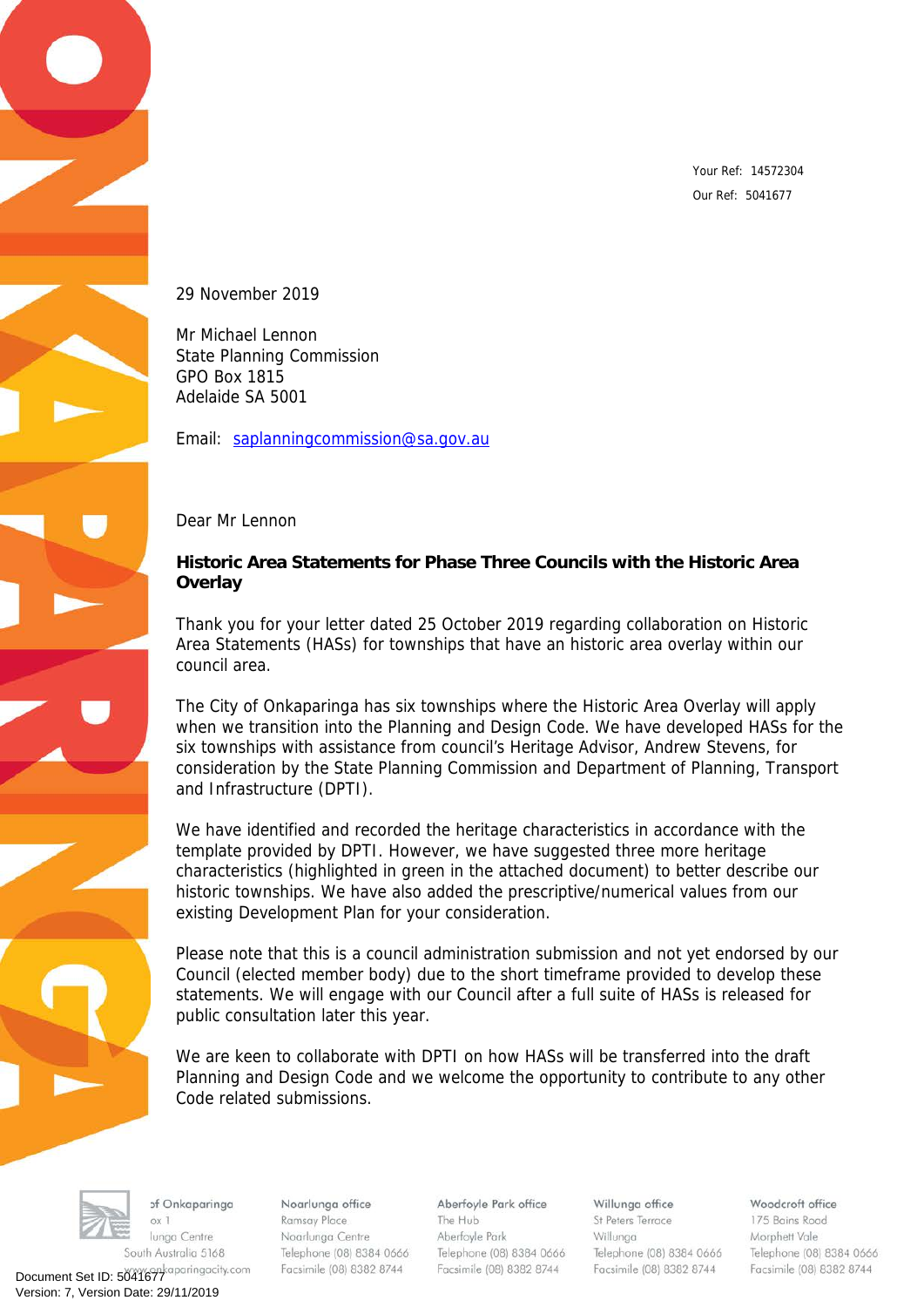Your Ref: 14572304
Our Ref: 5041677

29 November 2019

Mr Michael Lennon
State Planning Commission
GPO Box 1815
Adelaide SA 5001

Email: saplanningcommission@sa.gov.au

Dear Mr Lennon

**Historic Area Statements for Phase Three Councils with the Historic Area Overlay**

Thank you for your letter dated 25 October 2019 regarding collaboration on Historic Area Statements (HASs) for townships that have an historic area overlay within our council area.

The City of Onkaparinga has six townships where the Historic Area Overlay will apply when we transition into the Planning and Design Code. We have developed HASs for the six townships with assistance from council's Heritage Advisor, Andrew Stevens, for consideration by the State Planning Commission and Department of Planning, Transport and Infrastructure (DPTI).

We have identified and recorded the heritage characteristics in accordance with the template provided by DPTI. However, we have suggested three more heritage characteristics (highlighted in green in the attached document) to better describe our historic townships. We have also added the prescriptive/numerical values from our existing Development Plan for your consideration.

Please note that this is a council administration submission and not yet endorsed by our Council (elected member body) due to the short timeframe provided to develop these statements. We will engage with our Council after a full suite of HASs is released for public consultation later this year.

We are keen to collaborate with DPTI on how HASs will be transferred into the draft Planning and Design Code and we welcome the opportunity to contribute to any other Code related submissions.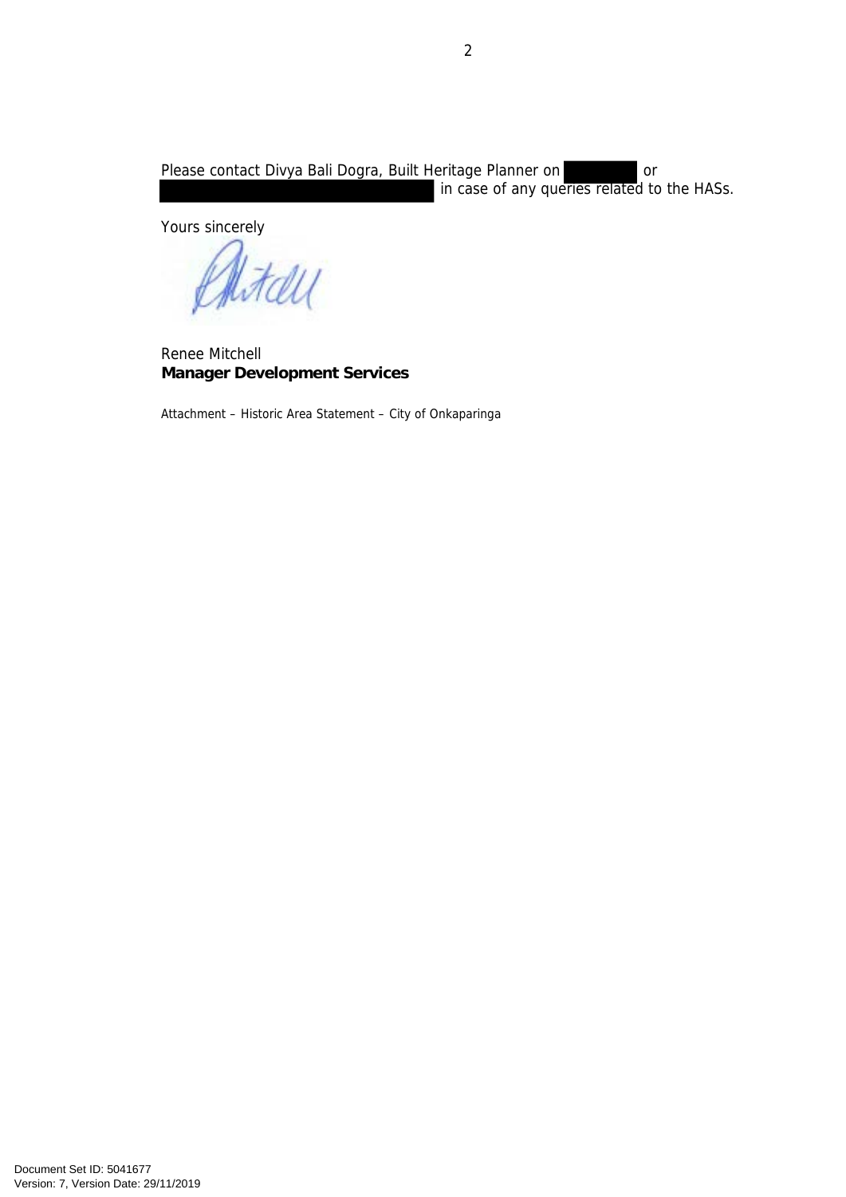Please contact Divya Bali Dogra, Built Heritage Planner on or in case of any queries related to the HASs.

Yours sincerely

Renee Mitchell
**Manager Development Services**

Attachment – Historic Area Statement – City of Onkaparinga

Document Set ID: 5041677
Version: 7, Version Date: 29/11/2019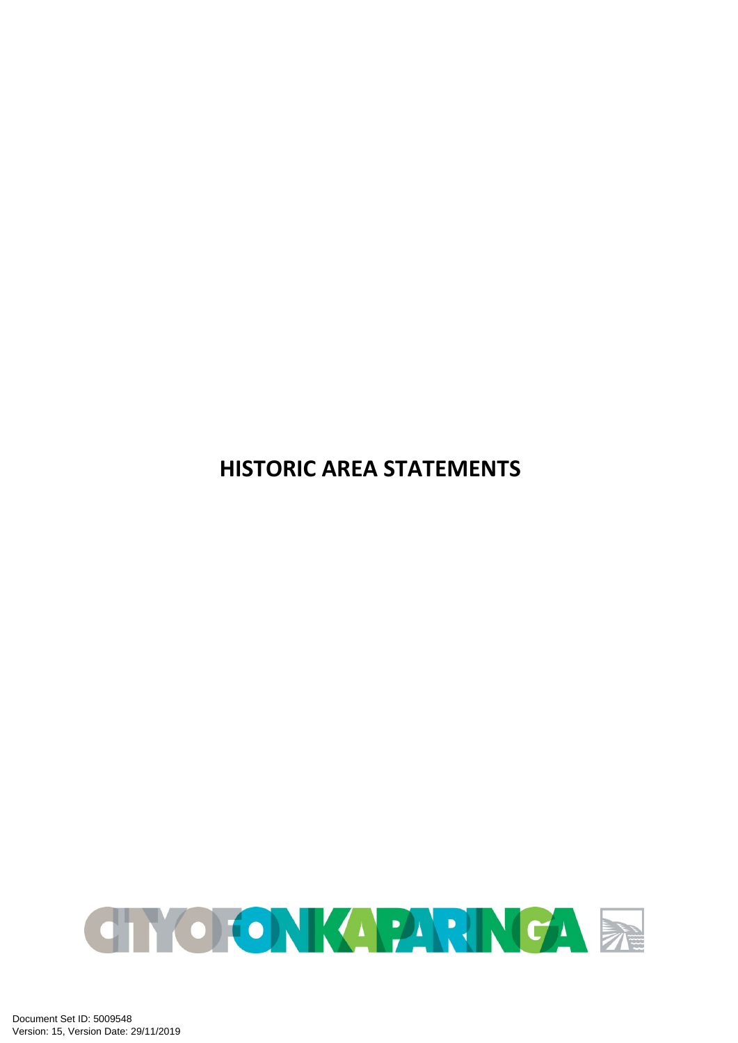# HISTORIC AREA STATEMENTS

CITY OF ONKAPARINGA

Document Set ID: 5009548
Version: 15, Version Date: 29/11/2019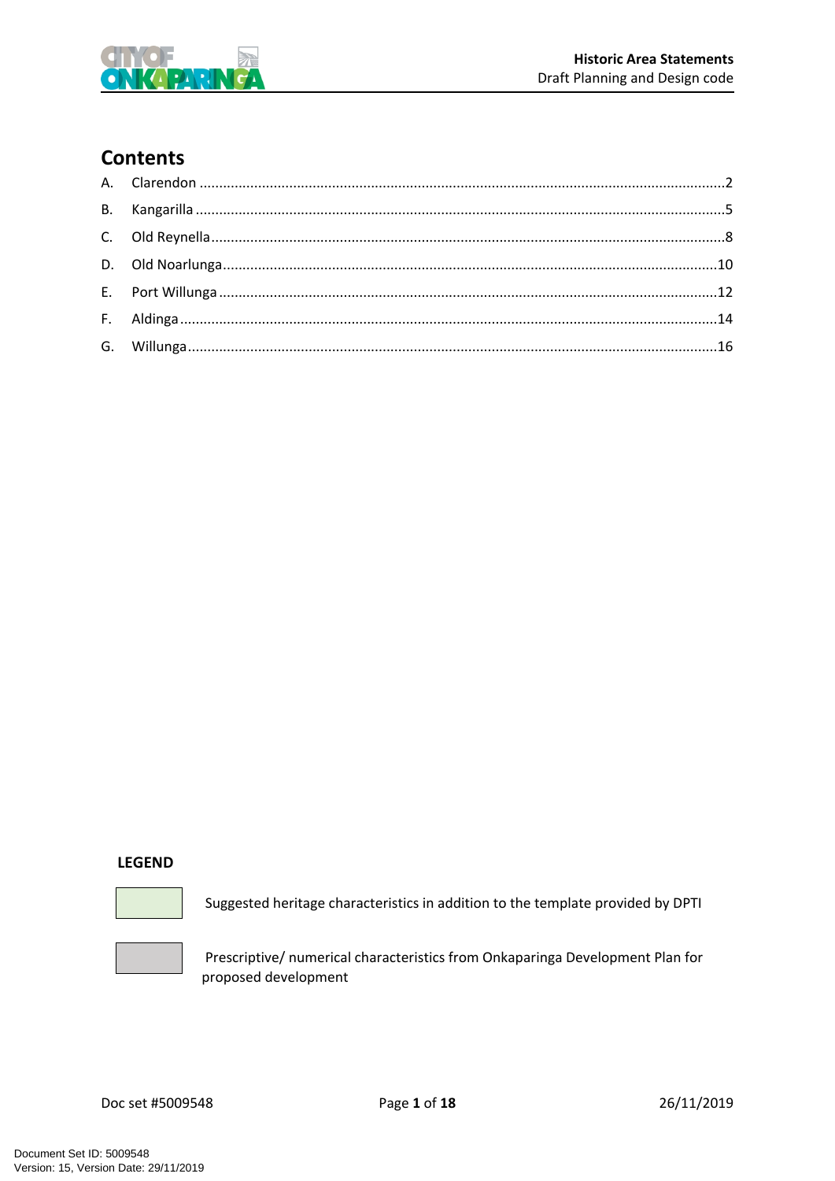# Contents

A. Clarendon ....................................................................................................................................2

B. Kangarilla .....................................................................................................................................5

C. Old Reynella.................................................................................................................................8

D. Old Noarlunga............................................................................................................................10

E. Port Willunga .............................................................................................................................12

F. Aldinga .......................................................................................................................................14

G. Willunga.....................................................................................................................................16

**LEGEND**

| | |
|---|---|
| (green) | Suggested heritage characteristics in addition to the template provided by DPTI |
| (grey) | Prescriptive/ numerical characteristics from Onkaparinga Development Plan for proposed development |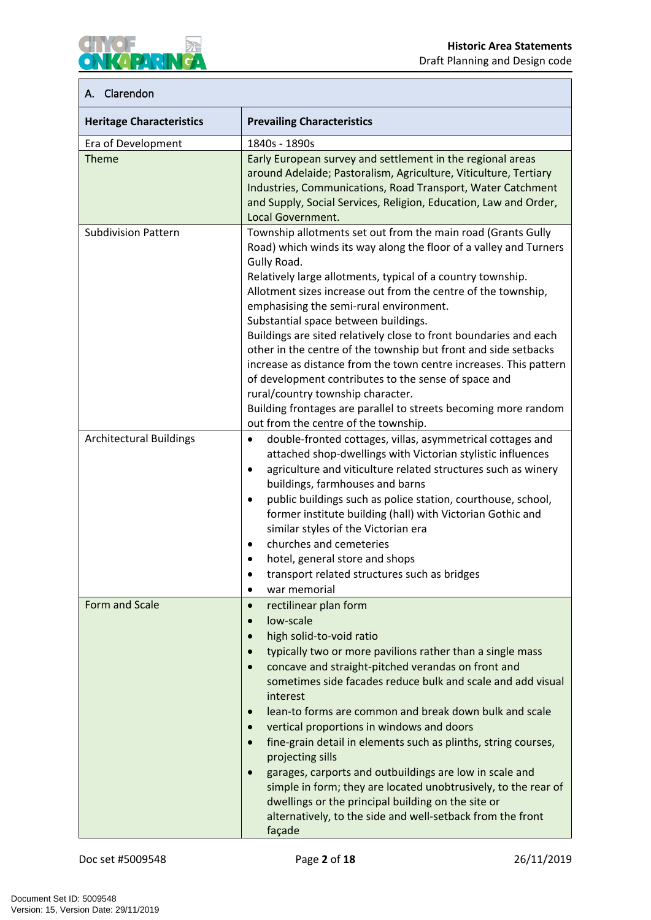| A. Clarendon | |
|---|---|
| **Heritage Characteristics** | **Prevailing Characteristics** |
| Era of Development | 1840s - 1890s |
| Theme | Early European survey and settlement in the regional areas around Adelaide; Pastoralism, Agriculture, Viticulture, Tertiary Industries, Communications, Road Transport, Water Catchment and Supply, Social Services, Religion, Education, Law and Order, Local Government. |
| Subdivision Pattern | Township allotments set out from the main road (Grants Gully Road) which winds its way along the floor of a valley and Turners Gully Road.<br>Relatively large allotments, typical of a country township.<br>Allotment sizes increase out from the centre of the township, emphasising the semi-rural environment.<br>Substantial space between buildings.<br>Buildings are sited relatively close to front boundaries and each other in the centre of the township but front and side setbacks increase as distance from the town centre increases. This pattern of development contributes to the sense of space and rural/country township character.<br>Building frontages are parallel to streets becoming more random out from the centre of the township. |
| Architectural Buildings | • double-fronted cottages, villas, asymmetrical cottages and attached shop-dwellings with Victorian stylistic influences<br>• agriculture and viticulture related structures such as winery buildings, farmhouses and barns<br>• public buildings such as police station, courthouse, school, former institute building (hall) with Victorian Gothic and similar styles of the Victorian era<br>• churches and cemeteries<br>• hotel, general store and shops<br>• transport related structures such as bridges<br>• war memorial |
| Form and Scale | • rectilinear plan form<br>• low-scale<br>• high solid-to-void ratio<br>• typically two or more pavilions rather than a single mass<br>• concave and straight-pitched verandas on front and sometimes side facades reduce bulk and scale and add visual interest<br>• lean-to forms are common and break down bulk and scale<br>• vertical proportions in windows and doors<br>• fine-grain detail in elements such as plinths, string courses, projecting sills<br>• garages, carports and outbuildings are low in scale and simple in form; they are located unobtrusively, to the rear of dwellings or the principal building on the site or alternatively, to the side and well-setback from the front façade |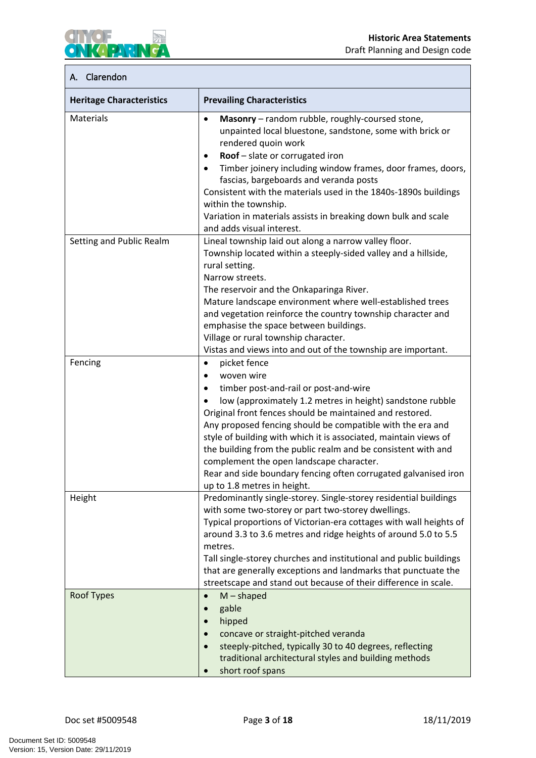| A. Clarendon | |
|---|---|
| **Heritage Characteristics** | **Prevailing Characteristics** |
| Materials | • **Masonry** – random rubble, roughly-coursed stone, unpainted local bluestone, sandstone, some with brick or rendered quoin work<br>• **Roof** – slate or corrugated iron<br>• Timber joinery including window frames, door frames, doors, fascias, bargeboards and veranda posts<br>Consistent with the materials used in the 1840s-1890s buildings within the township.<br>Variation in materials assists in breaking down bulk and scale and adds visual interest. |
| Setting and Public Realm | Lineal township laid out along a narrow valley floor.<br>Township located within a steeply-sided valley and a hillside, rural setting.<br>Narrow streets.<br>The reservoir and the Onkaparinga River.<br>Mature landscape environment where well-established trees and vegetation reinforce the country township character and emphasise the space between buildings.<br>Village or rural township character.<br>Vistas and views into and out of the township are important. |
| Fencing | • picket fence<br>• woven wire<br>• timber post-and-rail or post-and-wire<br>• low (approximately 1.2 metres in height) sandstone rubble<br>Original front fences should be maintained and restored.<br>Any proposed fencing should be compatible with the era and style of building with which it is associated, maintain views of the building from the public realm and be consistent with and complement the open landscape character.<br>Rear and side boundary fencing often corrugated galvanised iron up to 1.8 metres in height. |
| Height | Predominantly single-storey. Single-storey residential buildings with some two-storey or part two-storey dwellings.<br>Typical proportions of Victorian-era cottages with wall heights of around 3.3 to 3.6 metres and ridge heights of around 5.0 to 5.5 metres.<br>Tall single-storey churches and institutional and public buildings that are generally exceptions and landmarks that punctuate the streetscape and stand out because of their difference in scale. |
| Roof Types | • M – shaped<br>• gable<br>• hipped<br>• concave or straight-pitched veranda<br>• steeply-pitched, typically 30 to 40 degrees, reflecting traditional architectural styles and building methods<br>• short roof spans |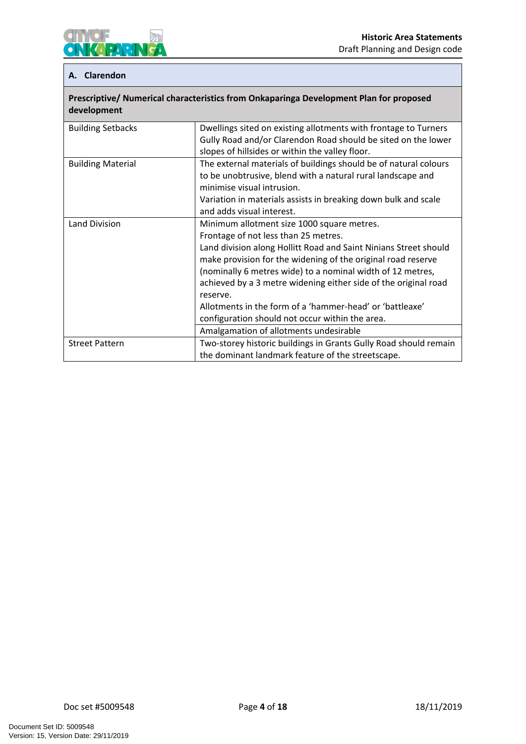| A. Clarendon | |
|---|---|
| **Prescriptive/ Numerical characteristics from Onkaparinga Development Plan for proposed development** | |
| Building Setbacks | Dwellings sited on existing allotments with frontage to Turners Gully Road and/or Clarendon Road should be sited on the lower slopes of hillsides or within the valley floor. |
| Building Material | The external materials of buildings should be of natural colours to be unobtrusive, blend with a natural rural landscape and minimise visual intrusion.<br>Variation in materials assists in breaking down bulk and scale and adds visual interest. |
| Land Division | Minimum allotment size 1000 square metres.<br>Frontage of not less than 25 metres.<br>Land division along Hollitt Road and Saint Ninians Street should make provision for the widening of the original road reserve (nominally 6 metres wide) to a nominal width of 12 metres, achieved by a 3 metre widening either side of the original road reserve.<br>Allotments in the form of a 'hammer-head' or 'battleaxe' configuration should not occur within the area. |
| | Amalgamation of allotments undesirable |
| Street Pattern | Two-storey historic buildings in Grants Gully Road should remain the dominant landmark feature of the streetscape. |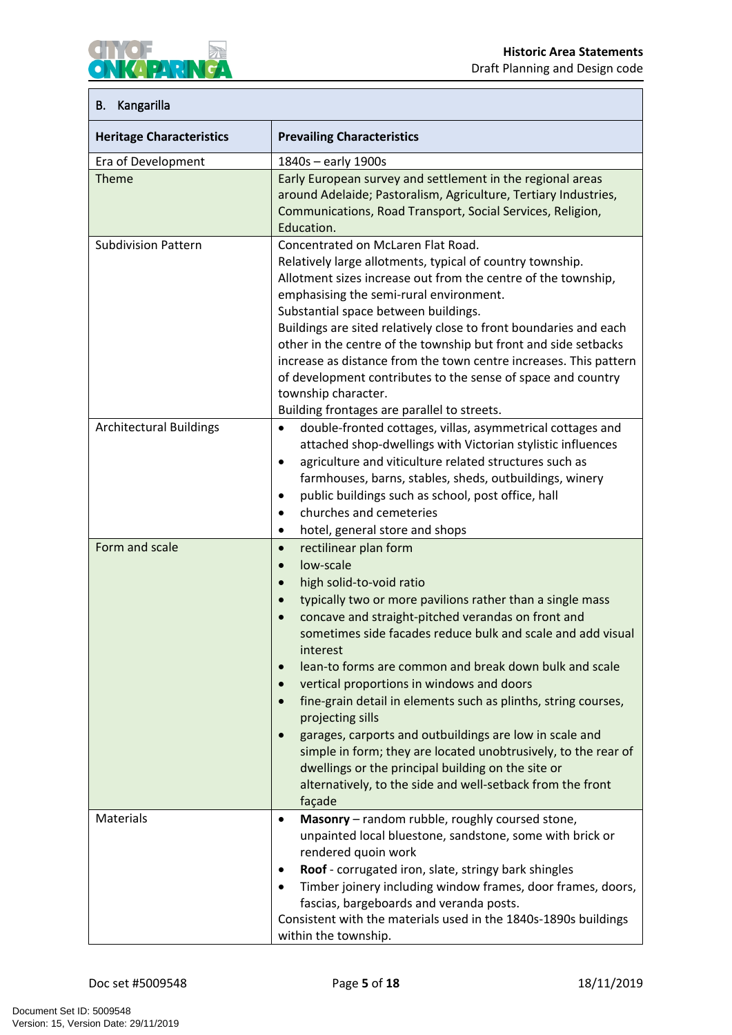| B. Kangarilla | |
|---|---|
| **Heritage Characteristics** | **Prevailing Characteristics** |
| Era of Development | 1840s – early 1900s |
| Theme | Early European survey and settlement in the regional areas around Adelaide; Pastoralism, Agriculture, Tertiary Industries, Communications, Road Transport, Social Services, Religion, Education. |
| Subdivision Pattern | Concentrated on McLaren Flat Road.<br>Relatively large allotments, typical of country township.<br>Allotment sizes increase out from the centre of the township, emphasising the semi-rural environment.<br>Substantial space between buildings.<br>Buildings are sited relatively close to front boundaries and each other in the centre of the township but front and side setbacks increase as distance from the town centre increases. This pattern of development contributes to the sense of space and country township character.<br>Building frontages are parallel to streets. |
| Architectural Buildings | • double-fronted cottages, villas, asymmetrical cottages and attached shop-dwellings with Victorian stylistic influences<br>• agriculture and viticulture related structures such as farmhouses, barns, stables, sheds, outbuildings, winery<br>• public buildings such as school, post office, hall<br>• churches and cemeteries<br>• hotel, general store and shops |
| Form and scale | • rectilinear plan form<br>• low-scale<br>• high solid-to-void ratio<br>• typically two or more pavilions rather than a single mass<br>• concave and straight-pitched verandas on front and sometimes side facades reduce bulk and scale and add visual interest<br>• lean-to forms are common and break down bulk and scale<br>• vertical proportions in windows and doors<br>• fine-grain detail in elements such as plinths, string courses, projecting sills<br>• garages, carports and outbuildings are low in scale and simple in form; they are located unobtrusively, to the rear of dwellings or the principal building on the site or alternatively, to the side and well-setback from the front façade |
| Materials | • **Masonry** – random rubble, roughly coursed stone, unpainted local bluestone, sandstone, some with brick or rendered quoin work<br>• **Roof** - corrugated iron, slate, stringy bark shingles<br>• Timber joinery including window frames, door frames, doors, fascias, bargeboards and veranda posts.<br>Consistent with the materials used in the 1840s-1890s buildings within the township. |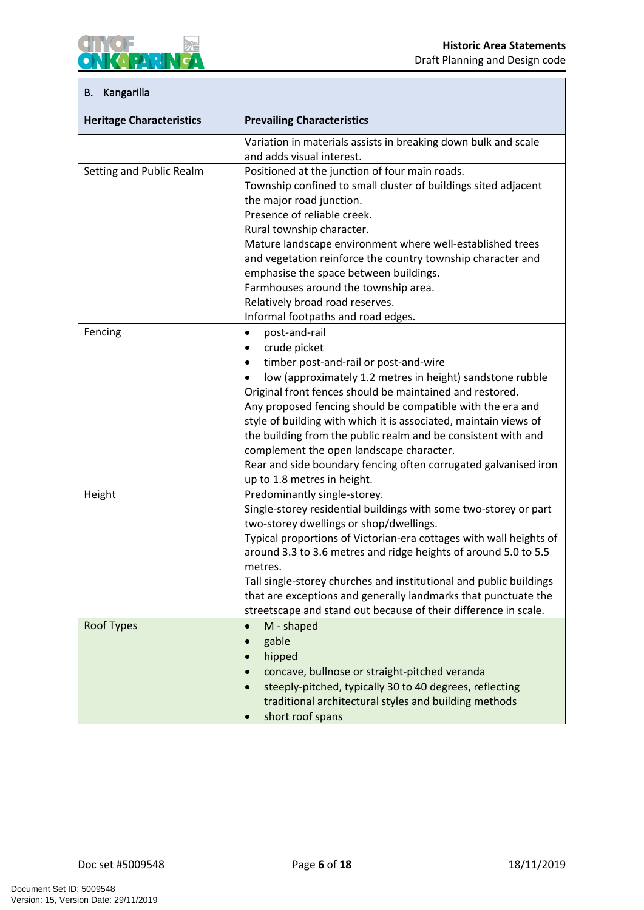| B. Kangarilla | |
|---|---|
| **Heritage Characteristics** | **Prevailing Characteristics** |
| | Variation in materials assists in breaking down bulk and scale and adds visual interest. |
| Setting and Public Realm | Positioned at the junction of four main roads.<br>Township confined to small cluster of buildings sited adjacent the major road junction.<br>Presence of reliable creek.<br>Rural township character.<br>Mature landscape environment where well-established trees and vegetation reinforce the country township character and emphasise the space between buildings.<br>Farmhouses around the township area.<br>Relatively broad road reserves.<br>Informal footpaths and road edges. |
| Fencing | • post-and-rail<br>• crude picket<br>• timber post-and-rail or post-and-wire<br>• low (approximately 1.2 metres in height) sandstone rubble<br>Original front fences should be maintained and restored.<br>Any proposed fencing should be compatible with the era and style of building with which it is associated, maintain views of the building from the public realm and be consistent with and complement the open landscape character.<br>Rear and side boundary fencing often corrugated galvanised iron up to 1.8 metres in height. |
| Height | Predominantly single-storey.<br>Single-storey residential buildings with some two-storey or part two-storey dwellings or shop/dwellings.<br>Typical proportions of Victorian-era cottages with wall heights of around 3.3 to 3.6 metres and ridge heights of around 5.0 to 5.5 metres.<br>Tall single-storey churches and institutional and public buildings that are exceptions and generally landmarks that punctuate the streetscape and stand out because of their difference in scale. |
| Roof Types | • M - shaped<br>• gable<br>• hipped<br>• concave, bullnose or straight-pitched veranda<br>• steeply-pitched, typically 30 to 40 degrees, reflecting traditional architectural styles and building methods<br>• short roof spans |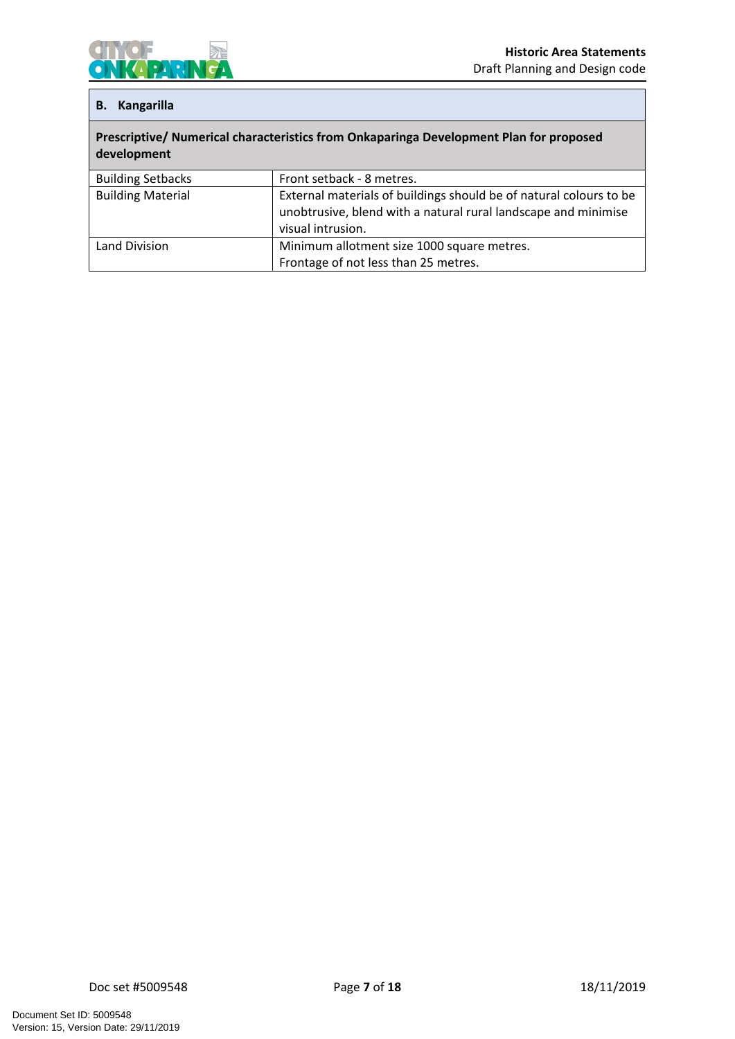## B. Kangarilla

| Prescriptive/ Numerical characteristics from Onkaparinga Development Plan for proposed development | |
|---|---|
| Building Setbacks | Front setback - 8 metres. |
| Building Material | External materials of buildings should be of natural colours to be unobtrusive, blend with a natural rural landscape and minimise visual intrusion. |
| Land Division | Minimum allotment size 1000 square metres.<br>Frontage of not less than 25 metres. |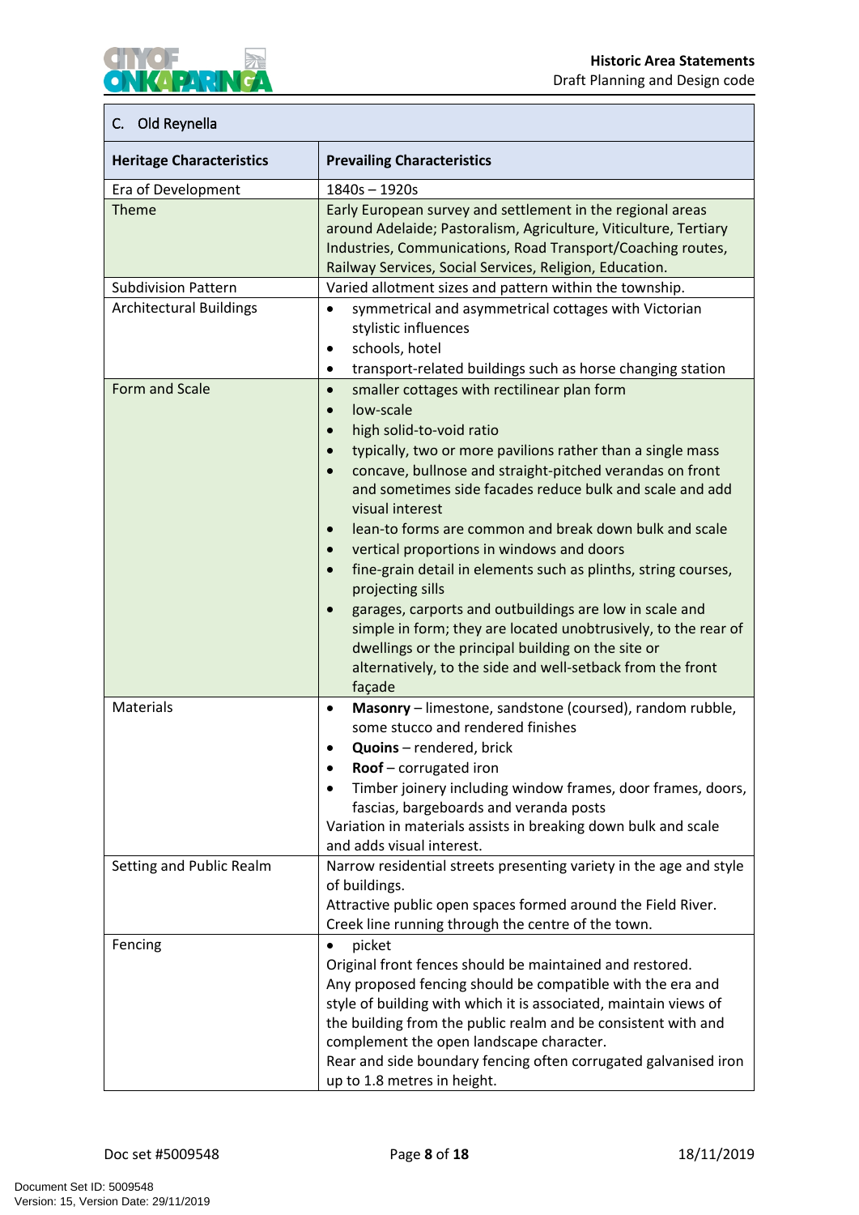| C. Old Reynella | |
|---|---|
| **Heritage Characteristics** | **Prevailing Characteristics** |
| Era of Development | 1840s – 1920s |
| Theme | Early European survey and settlement in the regional areas around Adelaide; Pastoralism, Agriculture, Viticulture, Tertiary Industries, Communications, Road Transport/Coaching routes, Railway Services, Social Services, Religion, Education. |
| Subdivision Pattern | Varied allotment sizes and pattern within the township. |
| Architectural Buildings | • symmetrical and asymmetrical cottages with Victorian stylistic influences<br>• schools, hotel<br>• transport-related buildings such as horse changing station |
| Form and Scale | • smaller cottages with rectilinear plan form<br>• low-scale<br>• high solid-to-void ratio<br>• typically, two or more pavilions rather than a single mass<br>• concave, bullnose and straight-pitched verandas on front and sometimes side facades reduce bulk and scale and add visual interest<br>• lean-to forms are common and break down bulk and scale<br>• vertical proportions in windows and doors<br>• fine-grain detail in elements such as plinths, string courses, projecting sills<br>• garages, carports and outbuildings are low in scale and simple in form; they are located unobtrusively, to the rear of dwellings or the principal building on the site or alternatively, to the side and well-setback from the front façade |
| Materials | • **Masonry** – limestone, sandstone (coursed), random rubble, some stucco and rendered finishes<br>• **Quoins** – rendered, brick<br>• **Roof** – corrugated iron<br>• Timber joinery including window frames, door frames, doors, fascias, bargeboards and veranda posts<br>Variation in materials assists in breaking down bulk and scale and adds visual interest. |
| Setting and Public Realm | Narrow residential streets presenting variety in the age and style of buildings.<br>Attractive public open spaces formed around the Field River.<br>Creek line running through the centre of the town. |
| Fencing | • picket<br>Original front fences should be maintained and restored.<br>Any proposed fencing should be compatible with the era and style of building with which it is associated, maintain views of the building from the public realm and be consistent with and complement the open landscape character.<br>Rear and side boundary fencing often corrugated galvanised iron up to 1.8 metres in height. |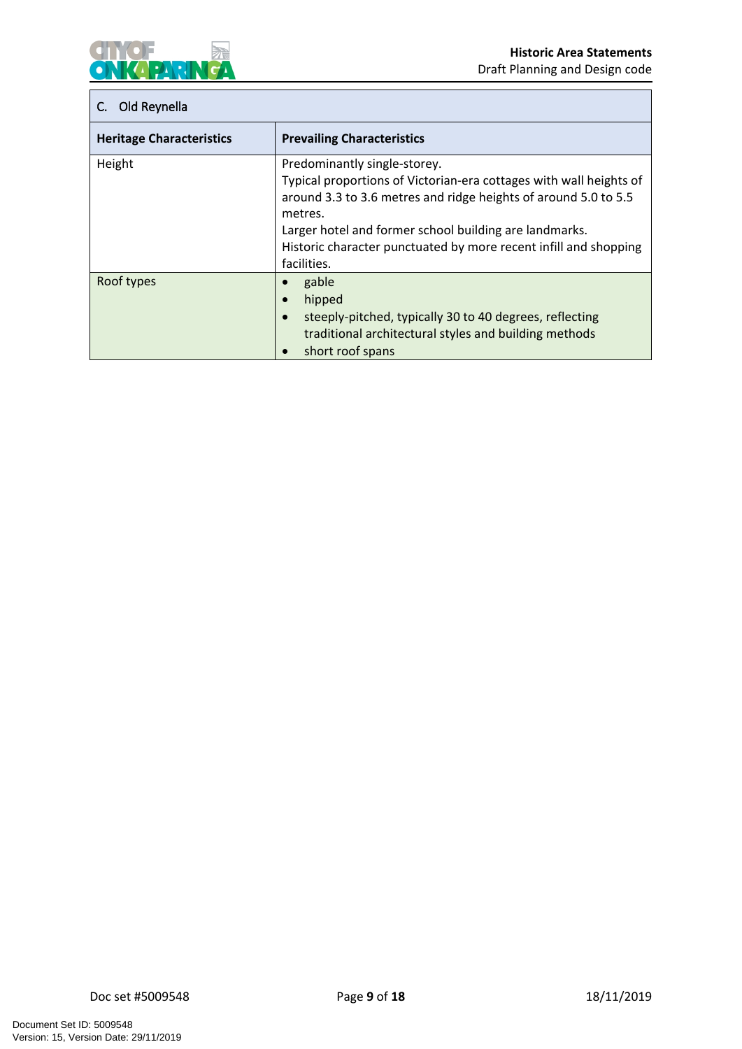| C. Old Reynella | |
|---|---|
| **Heritage Characteristics** | **Prevailing Characteristics** |
| Height | Predominantly single-storey.<br>Typical proportions of Victorian-era cottages with wall heights of around 3.3 to 3.6 metres and ridge heights of around 5.0 to 5.5 metres.<br>Larger hotel and former school building are landmarks.<br>Historic character punctuated by more recent infill and shopping facilities. |
| Roof types | • gable<br>• hipped<br>• steeply-pitched, typically 30 to 40 degrees, reflecting traditional architectural styles and building methods<br>• short roof spans |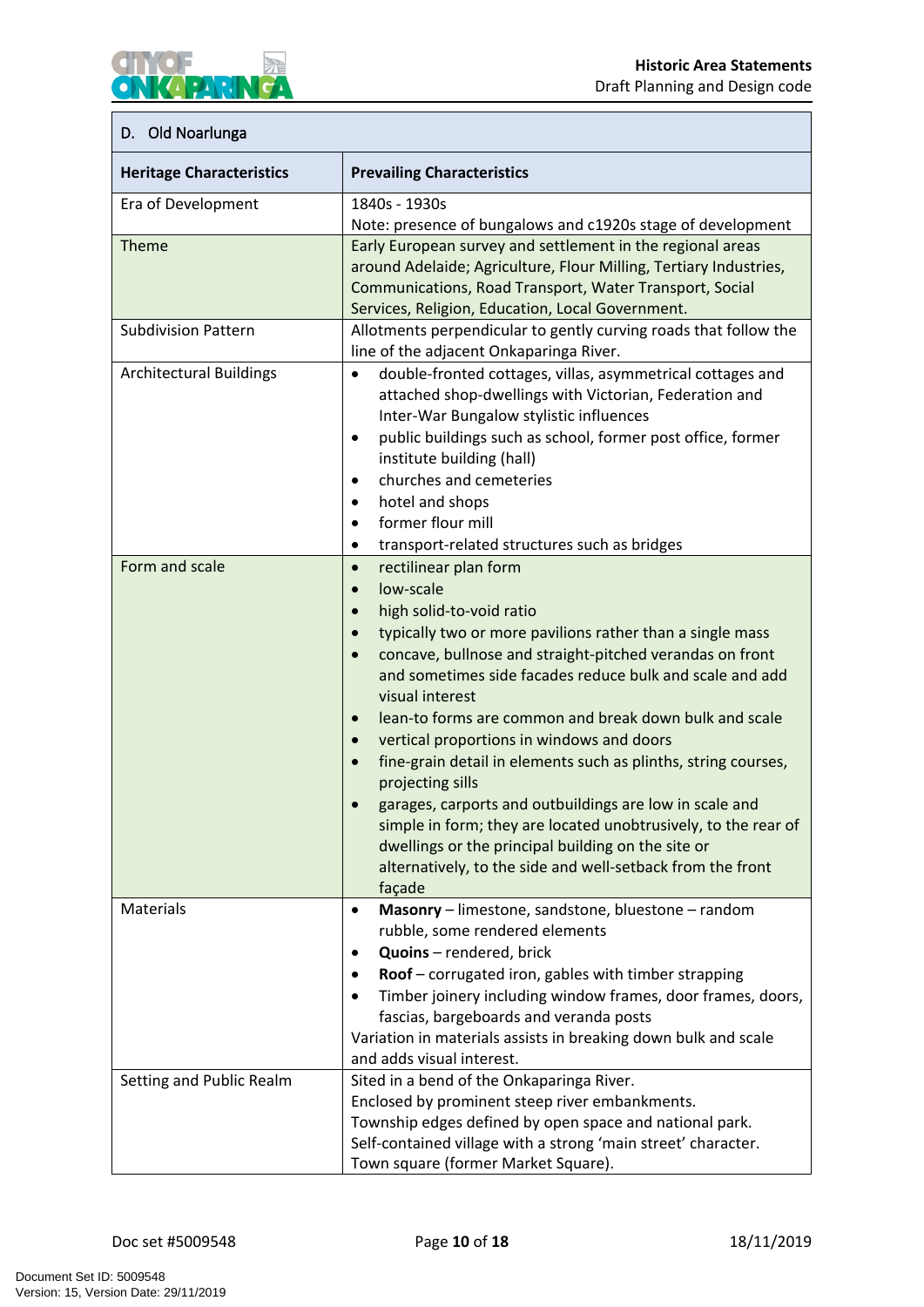| D. Old Noarlunga | |
|---|---|
| **Heritage Characteristics** | **Prevailing Characteristics** |
| Era of Development | 1840s - 1930s<br>Note: presence of bungalows and c1920s stage of development |
| Theme | Early European survey and settlement in the regional areas around Adelaide; Agriculture, Flour Milling, Tertiary Industries, Communications, Road Transport, Water Transport, Social Services, Religion, Education, Local Government. |
| Subdivision Pattern | Allotments perpendicular to gently curving roads that follow the line of the adjacent Onkaparinga River. |
| Architectural Buildings | • double-fronted cottages, villas, asymmetrical cottages and attached shop-dwellings with Victorian, Federation and Inter-War Bungalow stylistic influences<br>• public buildings such as school, former post office, former institute building (hall)<br>• churches and cemeteries<br>• hotel and shops<br>• former flour mill<br>• transport-related structures such as bridges |
| Form and scale | • rectilinear plan form<br>• low-scale<br>• high solid-to-void ratio<br>• typically two or more pavilions rather than a single mass<br>• concave, bullnose and straight-pitched verandas on front and sometimes side facades reduce bulk and scale and add visual interest<br>• lean-to forms are common and break down bulk and scale<br>• vertical proportions in windows and doors<br>• fine-grain detail in elements such as plinths, string courses, projecting sills<br>• garages, carports and outbuildings are low in scale and simple in form; they are located unobtrusively, to the rear of dwellings or the principal building on the site or alternatively, to the side and well-setback from the front façade |
| Materials | • **Masonry** – limestone, sandstone, bluestone – random rubble, some rendered elements<br>• **Quoins** – rendered, brick<br>• **Roof** – corrugated iron, gables with timber strapping<br>• Timber joinery including window frames, door frames, doors, fascias, bargeboards and veranda posts<br>Variation in materials assists in breaking down bulk and scale and adds visual interest. |
| Setting and Public Realm | Sited in a bend of the Onkaparinga River.<br>Enclosed by prominent steep river embankments.<br>Township edges defined by open space and national park.<br>Self-contained village with a strong 'main street' character.<br>Town square (former Market Square). |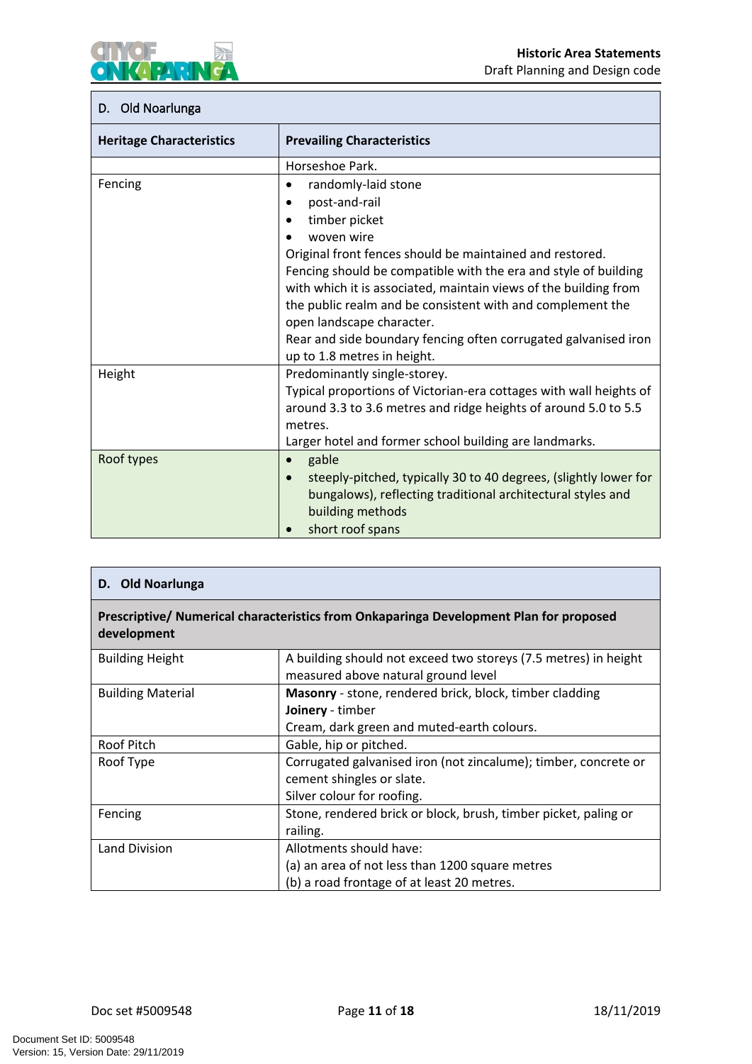| D. Old Noarlunga | |
|---|---|
| **Heritage Characteristics** | **Prevailing Characteristics** |
| | Horseshoe Park. |
| Fencing | • randomly-laid stone<br>• post-and-rail<br>• timber picket<br>• woven wire<br>Original front fences should be maintained and restored.<br>Fencing should be compatible with the era and style of building with which it is associated, maintain views of the building from the public realm and be consistent with and complement the open landscape character.<br>Rear and side boundary fencing often corrugated galvanised iron up to 1.8 metres in height. |
| Height | Predominantly single-storey.<br>Typical proportions of Victorian-era cottages with wall heights of around 3.3 to 3.6 metres and ridge heights of around 5.0 to 5.5 metres.<br>Larger hotel and former school building are landmarks. |
| Roof types | • gable<br>• steeply-pitched, typically 30 to 40 degrees, (slightly lower for bungalows), reflecting traditional architectural styles and building methods<br>• short roof spans |

| **D. Old Noarlunga** | |
|---|---|
| **Prescriptive/ Numerical characteristics from Onkaparinga Development Plan for proposed development** | |
| Building Height | A building should not exceed two storeys (7.5 metres) in height measured above natural ground level |
| Building Material | **Masonry** - stone, rendered brick, block, timber cladding<br>**Joinery** - timber<br>Cream, dark green and muted-earth colours. |
| Roof Pitch | Gable, hip or pitched. |
| Roof Type | Corrugated galvanised iron (not zincalume); timber, concrete or cement shingles or slate.<br>Silver colour for roofing. |
| Fencing | Stone, rendered brick or block, brush, timber picket, paling or railing. |
| Land Division | Allotments should have:<br>(a) an area of not less than 1200 square metres<br>(b) a road frontage of at least 20 metres. |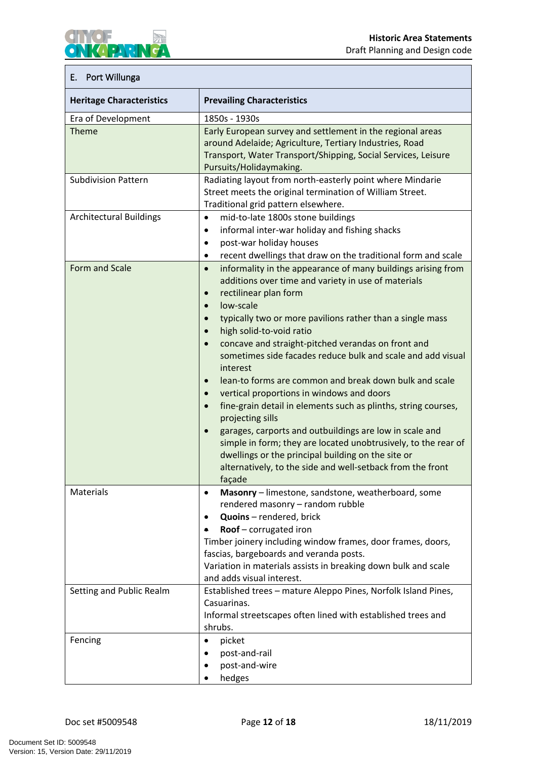| E. Port Willunga | |
|---|---|
| **Heritage Characteristics** | **Prevailing Characteristics** |
| Era of Development | 1850s - 1930s |
| Theme | Early European survey and settlement in the regional areas around Adelaide; Agriculture, Tertiary Industries, Road Transport, Water Transport/Shipping, Social Services, Leisure Pursuits/Holidaymaking. |
| Subdivision Pattern | Radiating layout from north-easterly point where Mindarie Street meets the original termination of William Street. Traditional grid pattern elsewhere. |
| Architectural Buildings | • mid-to-late 1800s stone buildings<br>• informal inter-war holiday and fishing shacks<br>• post-war holiday houses<br>• recent dwellings that draw on the traditional form and scale |
| Form and Scale | • informality in the appearance of many buildings arising from additions over time and variety in use of materials<br>• rectilinear plan form<br>• low-scale<br>• typically two or more pavilions rather than a single mass<br>• high solid-to-void ratio<br>• concave and straight-pitched verandas on front and sometimes side facades reduce bulk and scale and add visual interest<br>• lean-to forms are common and break down bulk and scale<br>• vertical proportions in windows and doors<br>• fine-grain detail in elements such as plinths, string courses, projecting sills<br>• garages, carports and outbuildings are low in scale and simple in form; they are located unobtrusively, to the rear of dwellings or the principal building on the site or alternatively, to the side and well-setback from the front façade |
| Materials | • **Masonry** – limestone, sandstone, weatherboard, some rendered masonry – random rubble<br>• **Quoins** – rendered, brick<br>• **Roof** – corrugated iron<br>Timber joinery including window frames, door frames, doors, fascias, bargeboards and veranda posts.<br>Variation in materials assists in breaking down bulk and scale and adds visual interest. |
| Setting and Public Realm | Established trees – mature Aleppo Pines, Norfolk Island Pines, Casuarinas.<br>Informal streetscapes often lined with established trees and shrubs. |
| Fencing | • picket<br>• post-and-rail<br>• post-and-wire<br>• hedges |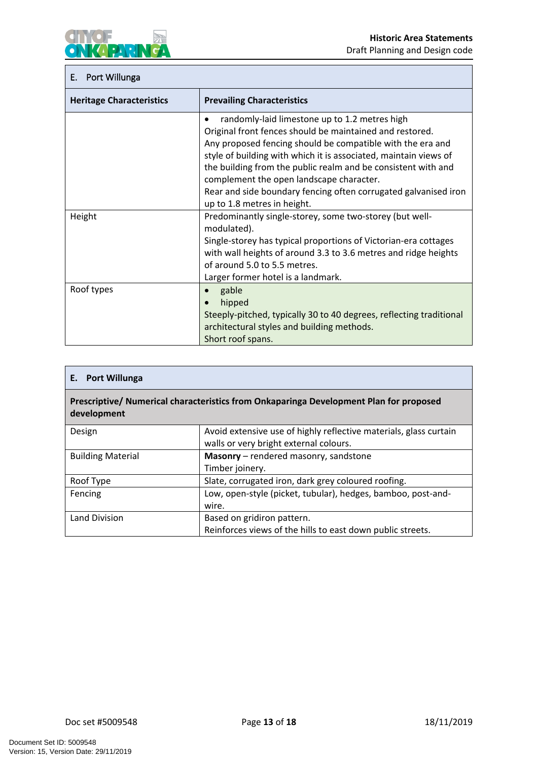| E. Port Willunga | |
|---|---|
| **Heritage Characteristics** | **Prevailing Characteristics** |
| | • randomly-laid limestone up to 1.2 metres high<br>Original front fences should be maintained and restored.<br>Any proposed fencing should be compatible with the era and style of building with which it is associated, maintain views of the building from the public realm and be consistent with and complement the open landscape character.<br>Rear and side boundary fencing often corrugated galvanised iron up to 1.8 metres in height. |
| Height | Predominantly single-storey, some two-storey (but well-modulated).<br>Single-storey has typical proportions of Victorian-era cottages with wall heights of around 3.3 to 3.6 metres and ridge heights of around 5.0 to 5.5 metres.<br>Larger former hotel is a landmark. |
| Roof types | • gable<br>• hipped<br>Steeply-pitched, typically 30 to 40 degrees, reflecting traditional architectural styles and building methods.<br>Short roof spans. |

| **E. Port Willunga** | |
|---|---|
| **Prescriptive/ Numerical characteristics from Onkaparinga Development Plan for proposed development** | |
| Design | Avoid extensive use of highly reflective materials, glass curtain walls or very bright external colours. |
| Building Material | **Masonry** – rendered masonry, sandstone<br>Timber joinery. |
| Roof Type | Slate, corrugated iron, dark grey coloured roofing. |
| Fencing | Low, open-style (picket, tubular), hedges, bamboo, post-and-wire. |
| Land Division | Based on gridiron pattern.<br>Reinforces views of the hills to east down public streets. |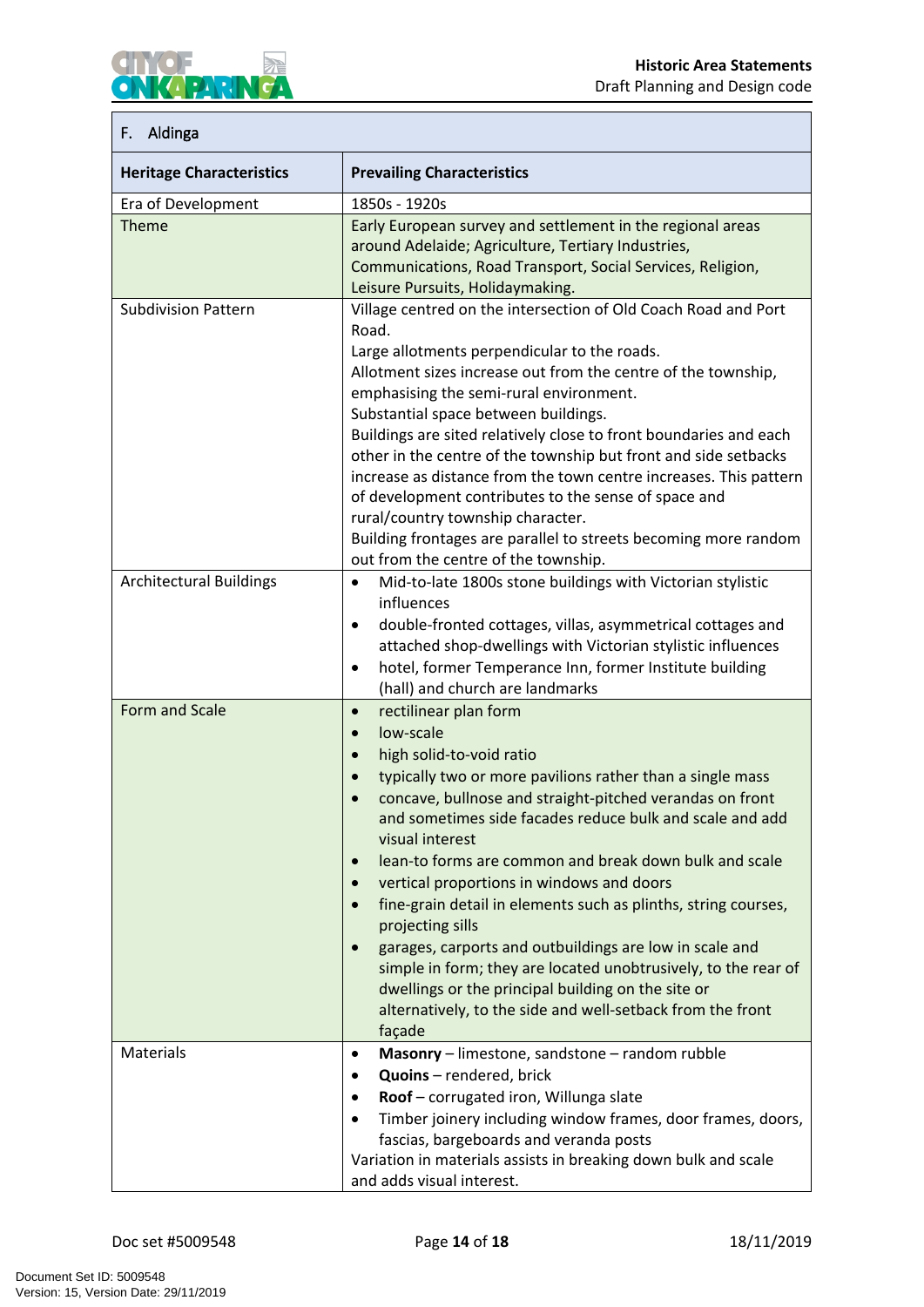| F. Aldinga | |
|---|---|
| **Heritage Characteristics** | **Prevailing Characteristics** |
| Era of Development | 1850s - 1920s |
| Theme | Early European survey and settlement in the regional areas around Adelaide; Agriculture, Tertiary Industries, Communications, Road Transport, Social Services, Religion, Leisure Pursuits, Holidaymaking. |
| Subdivision Pattern | Village centred on the intersection of Old Coach Road and Port Road.<br>Large allotments perpendicular to the roads.<br>Allotment sizes increase out from the centre of the township, emphasising the semi-rural environment.<br>Substantial space between buildings.<br>Buildings are sited relatively close to front boundaries and each other in the centre of the township but front and side setbacks increase as distance from the town centre increases. This pattern of development contributes to the sense of space and rural/country township character.<br>Building frontages are parallel to streets becoming more random out from the centre of the township. |
| Architectural Buildings | • Mid-to-late 1800s stone buildings with Victorian stylistic influences<br>• double-fronted cottages, villas, asymmetrical cottages and attached shop-dwellings with Victorian stylistic influences<br>• hotel, former Temperance Inn, former Institute building (hall) and church are landmarks |
| Form and Scale | • rectilinear plan form<br>• low-scale<br>• high solid-to-void ratio<br>• typically two or more pavilions rather than a single mass<br>• concave, bullnose and straight-pitched verandas on front and sometimes side facades reduce bulk and scale and add visual interest<br>• lean-to forms are common and break down bulk and scale<br>• vertical proportions in windows and doors<br>• fine-grain detail in elements such as plinths, string courses, projecting sills<br>• garages, carports and outbuildings are low in scale and simple in form; they are located unobtrusively, to the rear of dwellings or the principal building on the site or alternatively, to the side and well-setback from the front façade |
| Materials | • **Masonry** – limestone, sandstone – random rubble<br>• **Quoins** – rendered, brick<br>• **Roof** – corrugated iron, Willunga slate<br>• Timber joinery including window frames, door frames, doors, fascias, bargeboards and veranda posts<br>Variation in materials assists in breaking down bulk and scale and adds visual interest. |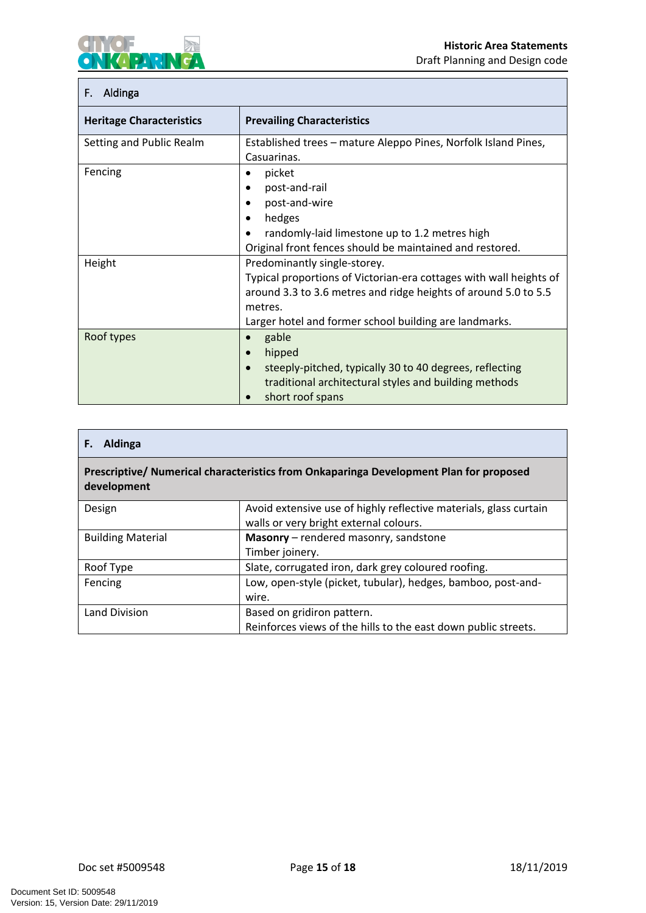| F. Aldinga | |
|---|---|
| **Heritage Characteristics** | **Prevailing Characteristics** |
| Setting and Public Realm | Established trees – mature Aleppo Pines, Norfolk Island Pines, Casuarinas. |
| Fencing | • picket<br>• post-and-rail<br>• post-and-wire<br>• hedges<br>• randomly-laid limestone up to 1.2 metres high<br>Original front fences should be maintained and restored. |
| Height | Predominantly single-storey.<br>Typical proportions of Victorian-era cottages with wall heights of around 3.3 to 3.6 metres and ridge heights of around 5.0 to 5.5 metres.<br>Larger hotel and former school building are landmarks. |
| Roof types | • gable<br>• hipped<br>• steeply-pitched, typically 30 to 40 degrees, reflecting traditional architectural styles and building methods<br>• short roof spans |

| **F. Aldinga** | |
|---|---|
| **Prescriptive/ Numerical characteristics from Onkaparinga Development Plan for proposed development** | |
| Design | Avoid extensive use of highly reflective materials, glass curtain walls or very bright external colours. |
| Building Material | **Masonry** – rendered masonry, sandstone<br>Timber joinery. |
| Roof Type | Slate, corrugated iron, dark grey coloured roofing. |
| Fencing | Low, open-style (picket, tubular), hedges, bamboo, post-and-wire. |
| Land Division | Based on gridiron pattern.<br>Reinforces views of the hills to the east down public streets. |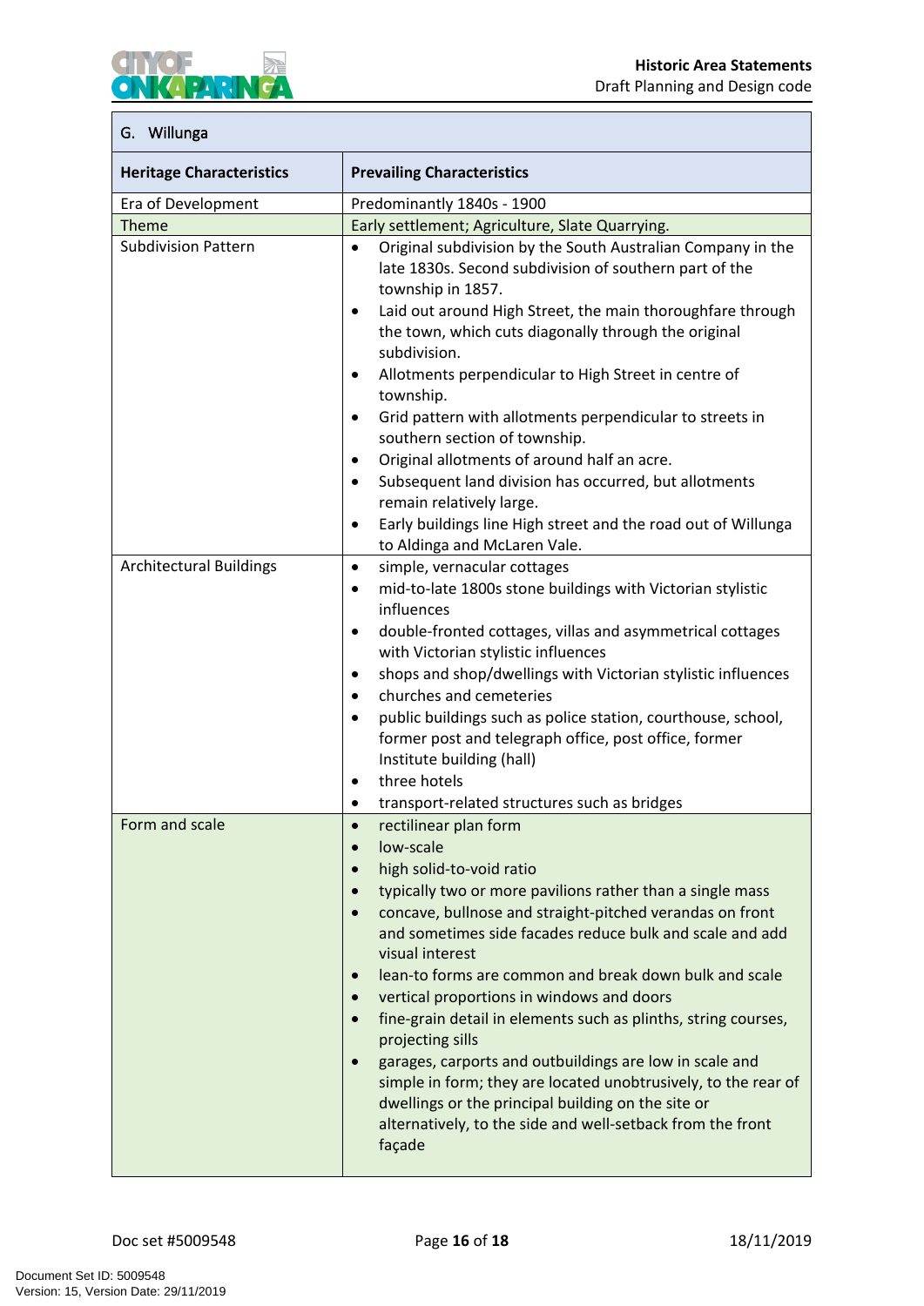| G. Willunga | |
|---|---|
| **Heritage Characteristics** | **Prevailing Characteristics** |
| Era of Development | Predominantly 1840s - 1900 |
| Theme | Early settlement; Agriculture, Slate Quarrying. |
| Subdivision Pattern | • Original subdivision by the South Australian Company in the late 1830s. Second subdivision of southern part of the township in 1857.<br>• Laid out around High Street, the main thoroughfare through the town, which cuts diagonally through the original subdivision.<br>• Allotments perpendicular to High Street in centre of township.<br>• Grid pattern with allotments perpendicular to streets in southern section of township.<br>• Original allotments of around half an acre.<br>• Subsequent land division has occurred, but allotments remain relatively large.<br>• Early buildings line High street and the road out of Willunga to Aldinga and McLaren Vale. |
| Architectural Buildings | • simple, vernacular cottages<br>• mid-to-late 1800s stone buildings with Victorian stylistic influences<br>• double-fronted cottages, villas and asymmetrical cottages with Victorian stylistic influences<br>• shops and shop/dwellings with Victorian stylistic influences<br>• churches and cemeteries<br>• public buildings such as police station, courthouse, school, former post and telegraph office, post office, former Institute building (hall)<br>• three hotels<br>• transport-related structures such as bridges |
| Form and scale | • rectilinear plan form<br>• low-scale<br>• high solid-to-void ratio<br>• typically two or more pavilions rather than a single mass<br>• concave, bullnose and straight-pitched verandas on front and sometimes side facades reduce bulk and scale and add visual interest<br>• lean-to forms are common and break down bulk and scale<br>• vertical proportions in windows and doors<br>• fine-grain detail in elements such as plinths, string courses, projecting sills<br>• garages, carports and outbuildings are low in scale and simple in form; they are located unobtrusively, to the rear of dwellings or the principal building on the site or alternatively, to the side and well-setback from the front façade |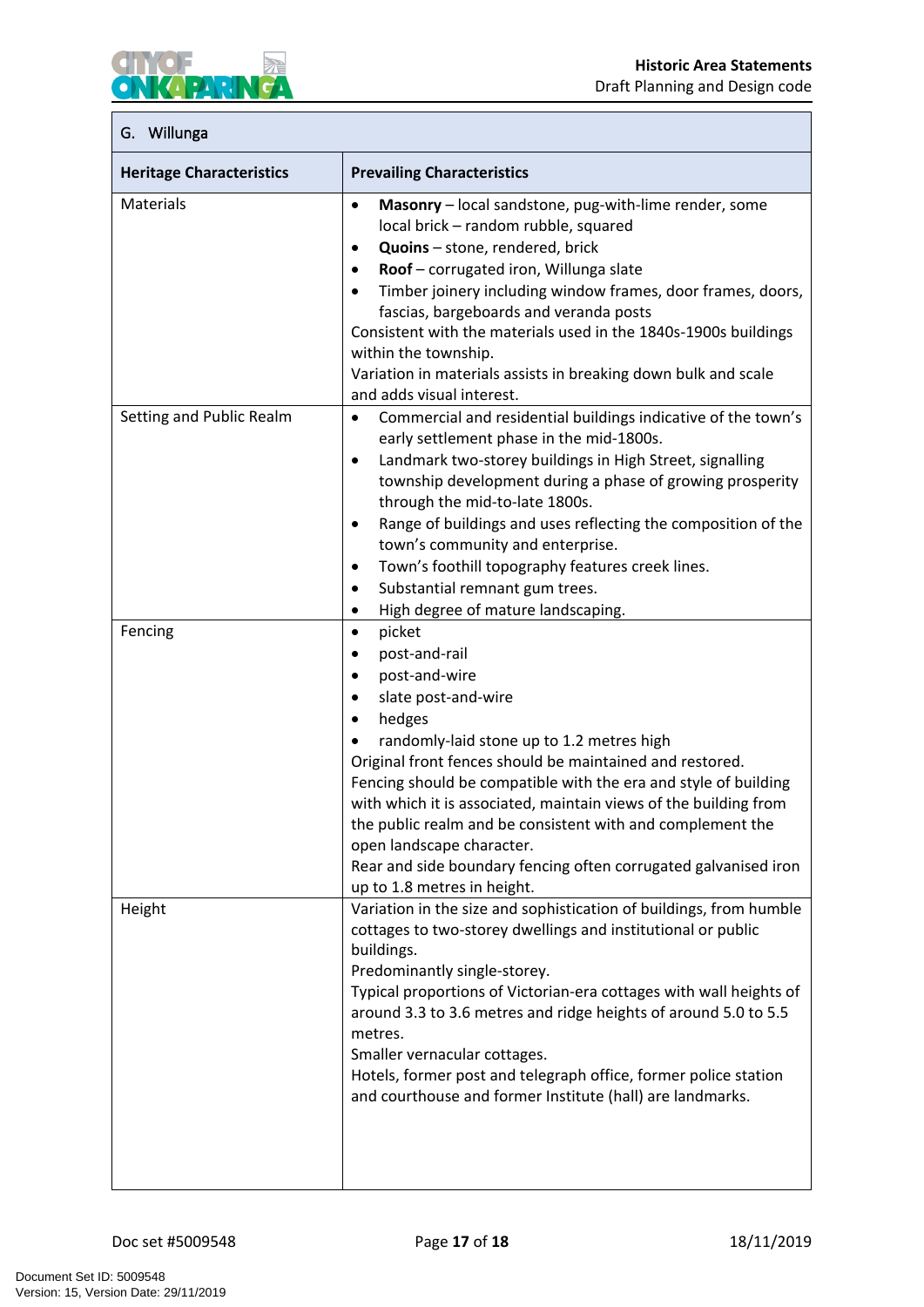| G. Willunga | |
|---|---|
| **Heritage Characteristics** | **Prevailing Characteristics** |
| Materials | • **Masonry** – local sandstone, pug-with-lime render, some local brick – random rubble, squared<br>• **Quoins** – stone, rendered, brick<br>• **Roof** – corrugated iron, Willunga slate<br>• Timber joinery including window frames, door frames, doors, fascias, bargeboards and veranda posts<br>Consistent with the materials used in the 1840s-1900s buildings within the township.<br>Variation in materials assists in breaking down bulk and scale and adds visual interest. |
| Setting and Public Realm | • Commercial and residential buildings indicative of the town's early settlement phase in the mid-1800s.<br>• Landmark two-storey buildings in High Street, signalling township development during a phase of growing prosperity through the mid-to-late 1800s.<br>• Range of buildings and uses reflecting the composition of the town's community and enterprise.<br>• Town's foothill topography features creek lines.<br>• Substantial remnant gum trees.<br>• High degree of mature landscaping. |
| Fencing | • picket<br>• post-and-rail<br>• post-and-wire<br>• slate post-and-wire<br>• hedges<br>• randomly-laid stone up to 1.2 metres high<br>Original front fences should be maintained and restored.<br>Fencing should be compatible with the era and style of building with which it is associated, maintain views of the building from the public realm and be consistent with and complement the open landscape character.<br>Rear and side boundary fencing often corrugated galvanised iron up to 1.8 metres in height. |
| Height | Variation in the size and sophistication of buildings, from humble cottages to two-storey dwellings and institutional or public buildings.<br>Predominantly single-storey.<br>Typical proportions of Victorian-era cottages with wall heights of around 3.3 to 3.6 metres and ridge heights of around 5.0 to 5.5 metres.<br>Smaller vernacular cottages.<br>Hotels, former post and telegraph office, former police station and courthouse and former Institute (hall) are landmarks. |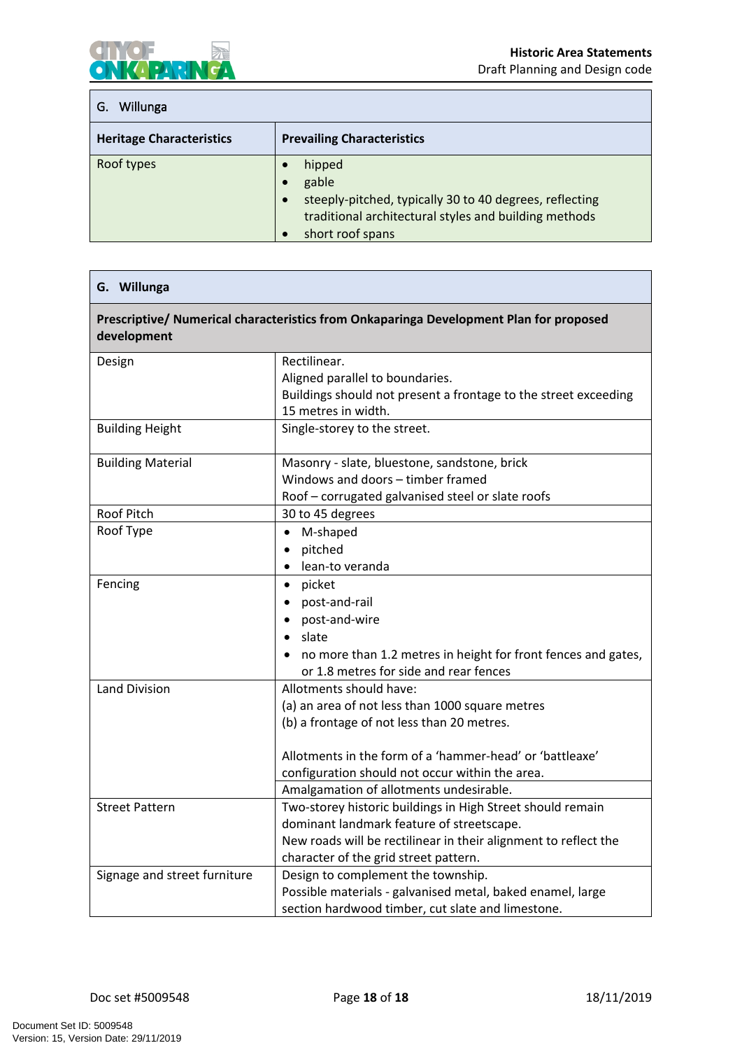| G. Willunga | |
|---|---|
| **Heritage Characteristics** | **Prevailing Characteristics** |
| Roof types | • hipped<br>• gable<br>• steeply-pitched, typically 30 to 40 degrees, reflecting traditional architectural styles and building methods<br>• short roof spans |

| **G. Willunga** | |
|---|---|
| **Prescriptive/ Numerical characteristics from Onkaparinga Development Plan for proposed development** | |
| Design | Rectilinear.<br>Aligned parallel to boundaries.<br>Buildings should not present a frontage to the street exceeding 15 metres in width. |
| Building Height | Single-storey to the street. |
| Building Material | Masonry - slate, bluestone, sandstone, brick<br>Windows and doors – timber framed<br>Roof – corrugated galvanised steel or slate roofs |
| Roof Pitch | 30 to 45 degrees |
| Roof Type | • M-shaped<br>• pitched<br>• lean-to veranda |
| Fencing | • picket<br>• post-and-rail<br>• post-and-wire<br>• slate<br>• no more than 1.2 metres in height for front fences and gates, or 1.8 metres for side and rear fences |
| Land Division | Allotments should have:<br>(a) an area of not less than 1000 square metres<br>(b) a frontage of not less than 20 metres.<br><br>Allotments in the form of a 'hammer-head' or 'battleaxe' configuration should not occur within the area.<br>Amalgamation of allotments undesirable. |
| Street Pattern | Two-storey historic buildings in High Street should remain dominant landmark feature of streetscape.<br>New roads will be rectilinear in their alignment to reflect the character of the grid street pattern. |
| Signage and street furniture | Design to complement the township.<br>Possible materials - galvanised metal, baked enamel, large section hardwood timber, cut slate and limestone. |